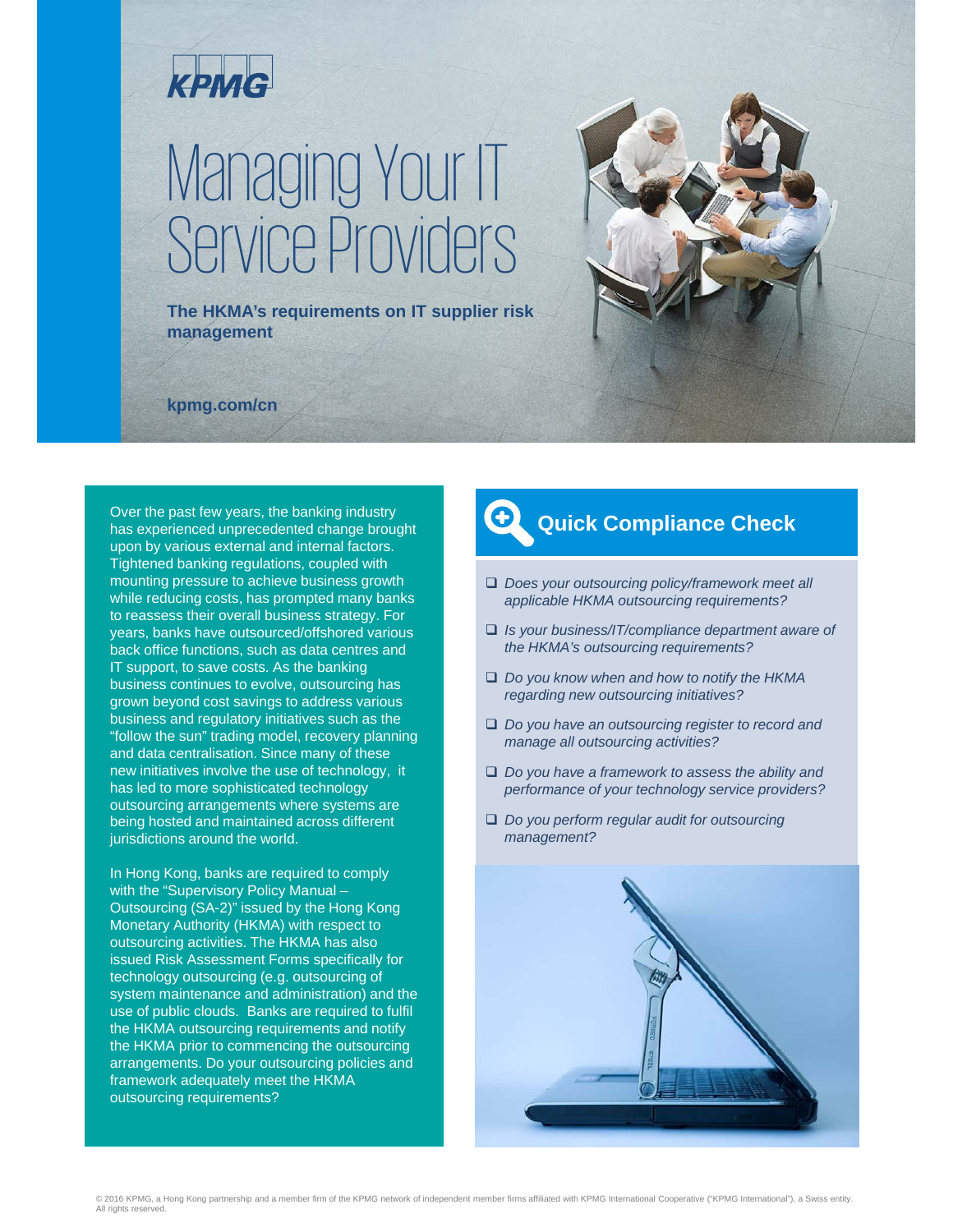KPMG

# Managing Your IT Service Providers

**The HKMA's requirements on IT supplier risk management**

**kpmg.com/cn**

Over the past few years, the banking industry has experienced unprecedented change brought upon by various external and internal factors. Tightened banking regulations, coupled with mounting pressure to achieve business growth while reducing costs, has prompted many banks to reassess their overall business strategy. For years, banks have outsourced/offshored various back office functions, such as data centres and IT support, to save costs. As the banking business continues to evolve, outsourcing has grown beyond cost savings to address various business and regulatory initiatives such as the "follow the sun" trading model, recovery planning and data centralisation. Since many of these new initiatives involve the use of technology, it has led to more sophisticated technology outsourcing arrangements where systems are being hosted and maintained across different jurisdictions around the world.

In Hong Kong, banks are required to comply with the "Supervisory Policy Manual – Outsourcing (SA-2)" issued by the Hong Kong Monetary Authority (HKMA) with respect to outsourcing activities. The HKMA has also issued Risk Assessment Forms specifically for technology outsourcing (e.g. outsourcing of system maintenance and administration) and the use of public clouds. Banks are required to fulfil the HKMA outsourcing requirements and notify the HKMA prior to commencing the outsourcing arrangements. Do your outsourcing policies and framework adequately meet the HKMA outsourcing requirements?

## Quick Compliance Check

- ☐ *Does your outsourcing policy/framework meet all applicable HKMA outsourcing requirements?*
- ☐ *Is your business/IT/compliance department aware of the HKMA's outsourcing requirements?*
- ☐ *Do you know when and how to notify the HKMA regarding new outsourcing initiatives?*
- ☐ *Do you have an outsourcing register to record and manage all outsourcing activities?*
- ☐ *Do you have a framework to assess the ability and performance of your technology service providers?*
- ☐ *Do you perform regular audit for outsourcing management?*

© 2016 KPMG, a Hong Kong partnership and a member firm of the KPMG network of independent member firms affiliated with KPMG International Cooperative ("KPMG International"), a Swiss entity. All rights reserved.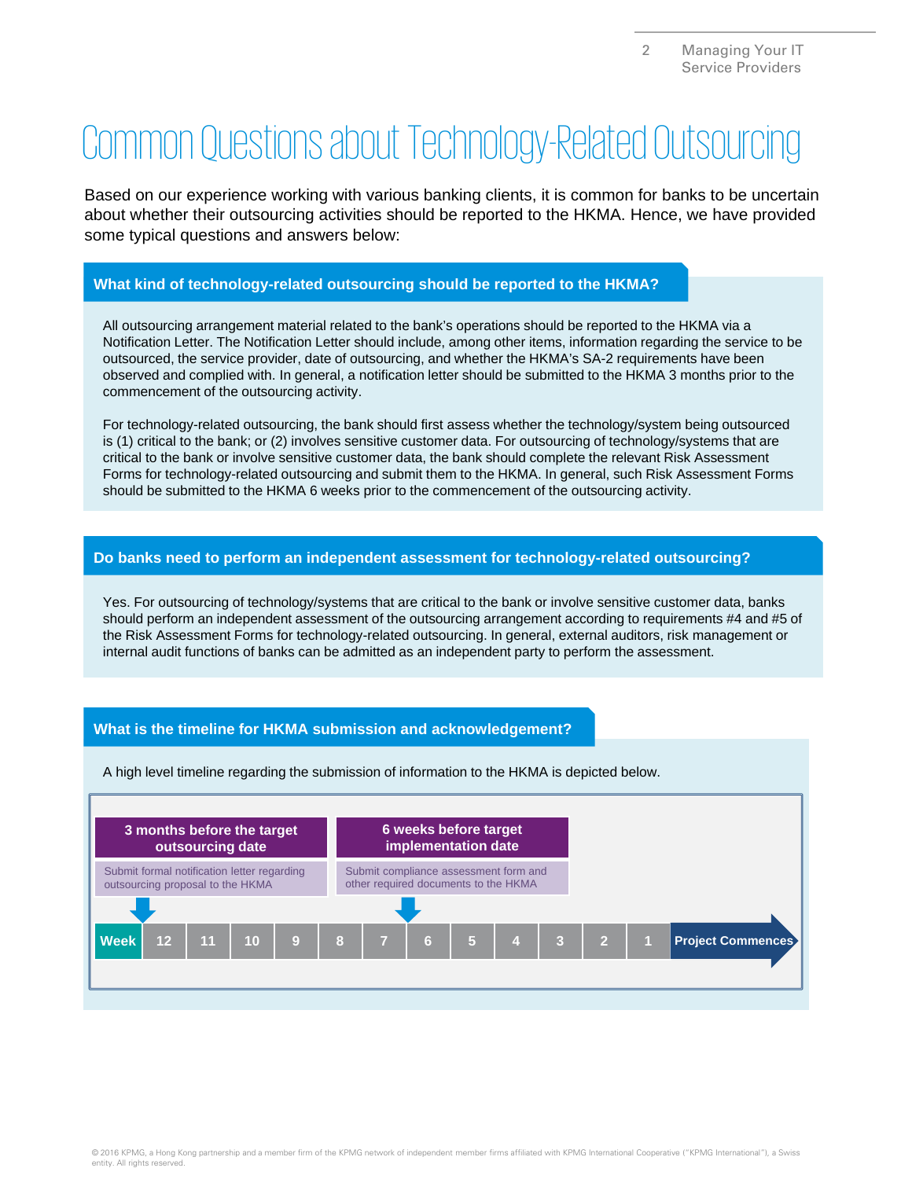# Common Questions about Technology-Related Outsourcing

Based on our experience working with various banking clients, it is common for banks to be uncertain about whether their outsourcing activities should be reported to the HKMA. Hence, we have provided some typical questions and answers below:

## What kind of technology-related outsourcing should be reported to the HKMA?

All outsourcing arrangement material related to the bank's operations should be reported to the HKMA via a Notification Letter. The Notification Letter should include, among other items, information regarding the service to be outsourced, the service provider, date of outsourcing, and whether the HKMA's SA-2 requirements have been observed and complied with. In general, a notification letter should be submitted to the HKMA 3 months prior to the commencement of the outsourcing activity.

For technology-related outsourcing, the bank should first assess whether the technology/system being outsourced is (1) critical to the bank; or (2) involves sensitive customer data. For outsourcing of technology/systems that are critical to the bank or involve sensitive customer data, the bank should complete the relevant Risk Assessment Forms for technology-related outsourcing and submit them to the HKMA. In general, such Risk Assessment Forms should be submitted to the HKMA 6 weeks prior to the commencement of the outsourcing activity.

## Do banks need to perform an independent assessment for technology-related outsourcing?

Yes. For outsourcing of technology/systems that are critical to the bank or involve sensitive customer data, banks should perform an independent assessment of the outsourcing arrangement according to requirements #4 and #5 of the Risk Assessment Forms for technology-related outsourcing. In general, external auditors, risk management or internal audit functions of banks can be admitted as an independent party to perform the assessment.

## What is the timeline for HKMA submission and acknowledgement?

A high level timeline regarding the submission of information to the HKMA is depicted below.

**3 months before the target outsourcing date** (Week 12): Submit formal notification letter regarding outsourcing proposal to the HKMA

**6 weeks before target implementation date** (Week 6): Submit compliance assessment form and other required documents to the HKMA

| Week | 12 | 11 | 10 | 9 | 8 | 7 | 6 | 5 | 4 | 3 | 2 | 1 | Project Commences |
|---|---|---|---|---|---|---|---|---|---|---|---|---|---|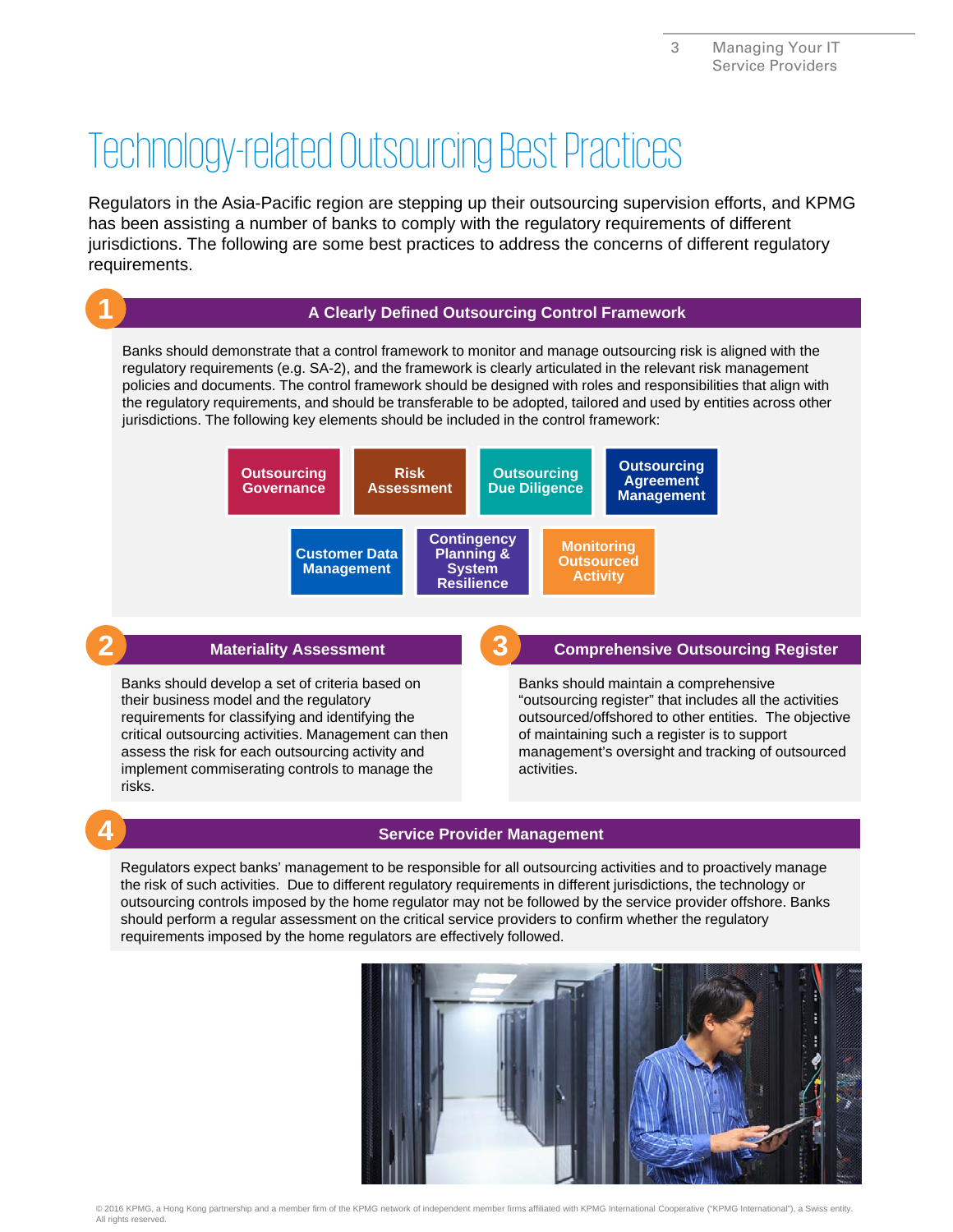# Technology-related Outsourcing Best Practices

Regulators in the Asia-Pacific region are stepping up their outsourcing supervision efforts, and KPMG has been assisting a number of banks to comply with the regulatory requirements of different jurisdictions. The following are some best practices to address the concerns of different regulatory requirements.

## 1 A Clearly Defined Outsourcing Control Framework

Banks should demonstrate that a control framework to monitor and manage outsourcing risk is aligned with the regulatory requirements (e.g. SA-2), and the framework is clearly articulated in the relevant risk management policies and documents. The control framework should be designed with roles and responsibilities that align with the regulatory requirements, and should be transferable to be adopted, tailored and used by entities across other jurisdictions. The following key elements should be included in the control framework:

- Outsourcing Governance
- Risk Assessment
- Outsourcing Due Diligence
- Outsourcing Agreement Management
- Customer Data Management
- Contingency Planning & System Resilience
- Monitoring Outsourced Activity

## 2 Materiality Assessment

Banks should develop a set of criteria based on their business model and the regulatory requirements for classifying and identifying the critical outsourcing activities. Management can then assess the risk for each outsourcing activity and implement commiserating controls to manage the risks.

## 3 Comprehensive Outsourcing Register

Banks should maintain a comprehensive "outsourcing register" that includes all the activities outsourced/offshored to other entities. The objective of maintaining such a register is to support management's oversight and tracking of outsourced activities.

## 4 Service Provider Management

Regulators expect banks' management to be responsible for all outsourcing activities and to proactively manage the risk of such activities. Due to different regulatory requirements in different jurisdictions, the technology or outsourcing controls imposed by the home regulator may not be followed by the service provider offshore. Banks should perform a regular assessment on the critical service providers to confirm whether the regulatory requirements imposed by the home regulators are effectively followed.

© 2016 KPMG, a Hong Kong partnership and a member firm of the KPMG network of independent member firms affiliated with KPMG International Cooperative ("KPMG International"), a Swiss entity. All rights reserved.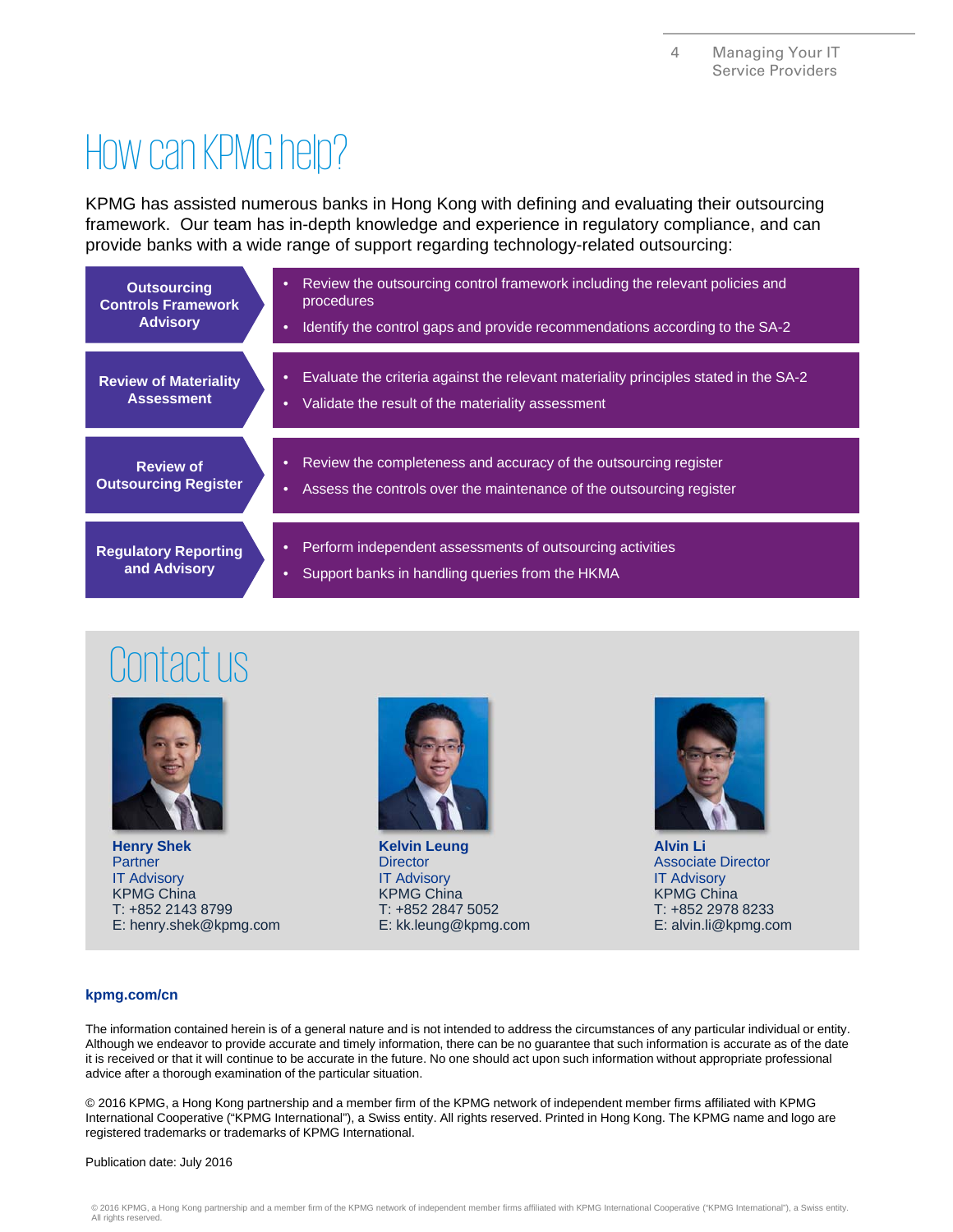# How can KPMG help?

KPMG has assisted numerous banks in Hong Kong with defining and evaluating their outsourcing framework. Our team has in-depth knowledge and experience in regulatory compliance, and can provide banks with a wide range of support regarding technology-related outsourcing:

**Outsourcing Controls Framework Advisory**

- Review the outsourcing control framework including the relevant policies and procedures
- Identify the control gaps and provide recommendations according to the SA-2

**Review of Materiality Assessment**

- Evaluate the criteria against the relevant materiality principles stated in the SA-2
- Validate the result of the materiality assessment

**Review of Outsourcing Register**

- Review the completeness and accuracy of the outsourcing register
- Assess the controls over the maintenance of the outsourcing register

**Regulatory Reporting and Advisory**

- Perform independent assessments of outsourcing activities
- Support banks in handling queries from the HKMA

## Contact us

**Henry Shek**
Partner
IT Advisory
KPMG China
T: +852 2143 8799
E: henry.shek@kpmg.com

**Kelvin Leung**
Director
IT Advisory
KPMG China
T: +852 2847 5052
E: kk.leung@kpmg.com

**Alvin Li**
Associate Director
IT Advisory
KPMG China
T: +852 2978 8233
E: alvin.li@kpmg.com

**kpmg.com/cn**

The information contained herein is of a general nature and is not intended to address the circumstances of any particular individual or entity. Although we endeavor to provide accurate and timely information, there can be no guarantee that such information is accurate as of the date it is received or that it will continue to be accurate in the future. No one should act upon such information without appropriate professional advice after a thorough examination of the particular situation.

© 2016 KPMG, a Hong Kong partnership and a member firm of the KPMG network of independent member firms affiliated with KPMG International Cooperative ("KPMG International"), a Swiss entity. All rights reserved. Printed in Hong Kong. The KPMG name and logo are registered trademarks or trademarks of KPMG International.

Publication date: July 2016